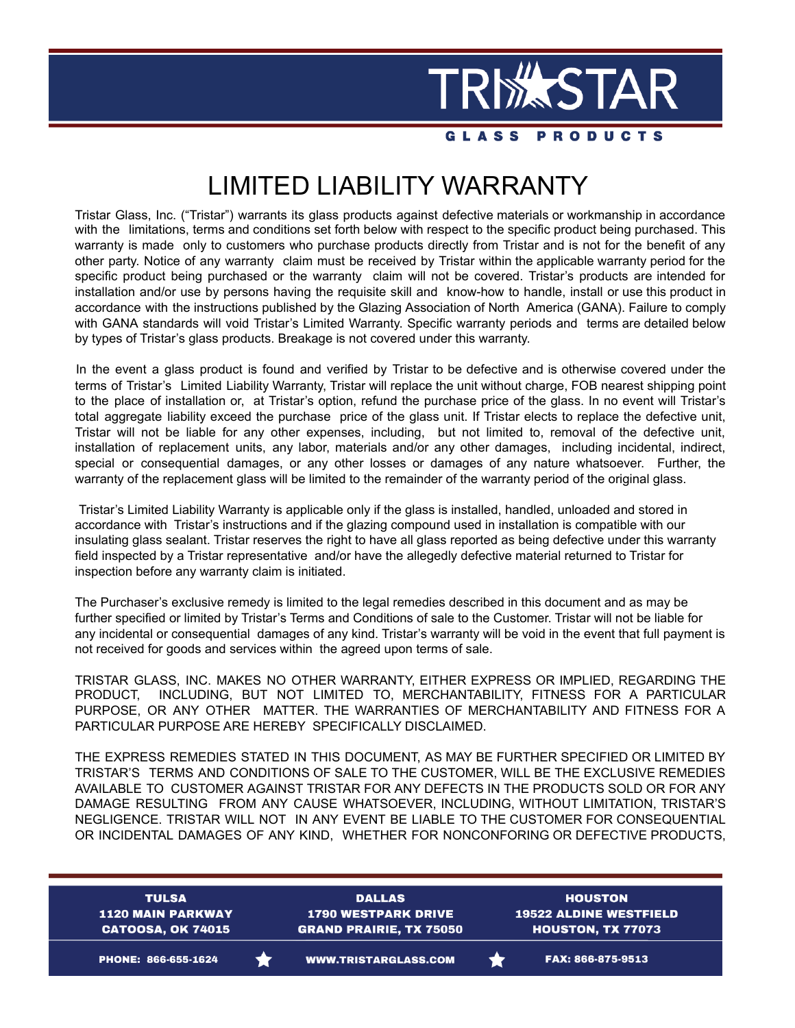# LIMITED LIABILITY WARRANTY

Tristar Glass, Inc. ("Tristar") warrants its glass products against defective materials or workmanship in accordance with the limitations, terms and conditions set forth below with respect to the specific product being purchased. This warranty is made only to customers who purchase products directly from Tristar and is not for the benefit of any other party. Notice of any warranty claim must be received by Tristar within the applicable warranty period for the specific product being purchased or the warranty claim will not be covered. Tristar's products are intended for installation and/or use by persons having the requisite skill and know-how to handle, install or use this product in accordance with the instructions published by the Glazing Association of North America (GANA). Failure to comply with GANA standards will void Tristar's Limited Warranty. Specific warranty periods and terms are detailed below by types of Tristar's glass products. Breakage is not covered under this warranty.

In the event a glass product is found and verified by Tristar to be defective and is otherwise covered under the terms of Tristar's Limited Liability Warranty, Tristar will replace the unit without charge, FOB nearest shipping point to the place of installation or, at Tristar's option, refund the purchase price of the glass. In no event will Tristar's total aggregate liability exceed the purchase price of the glass unit. If Tristar elects to replace the defective unit, Tristar will not be liable for any other expenses, including, but not limited to, removal of the defective unit, installation of replacement units, any labor, materials and/or any other damages, including incidental, indirect, special or consequential damages, or any other losses or damages of any nature whatsoever. Further, the warranty of the replacement glass will be limited to the remainder of the warranty period of the original glass.

Tristar's Limited Liability Warranty is applicable only if the glass is installed, handled, unloaded and stored in accordance with Tristar's instructions and if the glazing compound used in installation is compatible with our insulating glass sealant. Tristar reserves the right to have all glass reported as being defective under this warranty field inspected by a Tristar representative and/or have the allegedly defective material returned to Tristar for inspection before any warranty claim is initiated.

The Purchaser's exclusive remedy is limited to the legal remedies described in this document and as may be further specified or limited by Tristar's Terms and Conditions of sale to the Customer. Tristar will not be liable for any incidental or consequential damages of any kind. Tristar's warranty will be void in the event that full payment is not received for goods and services within the agreed upon terms of sale.

TRISTAR GLASS, INC. MAKES NO OTHER WARRANTY, EITHER EXPRESS OR IMPLIED, REGARDING THE PRODUCT, INCLUDING, BUT NOT LIMITED TO, MERCHANTABILITY, FITNESS FOR A PARTICULAR PURPOSE, OR ANY OTHER MATTER. THE WARRANTIES OF MERCHANTABILITY AND FITNESS FOR A PARTICULAR PURPOSE ARE HEREBY SPECIFICALLY DISCLAIMED.

THE EXPRESS REMEDIES STATED IN THIS DOCUMENT, AS MAY BE FURTHER SPECIFIED OR LIMITED BY TRISTAR'S TERMS AND CONDITIONS OF SALE TO THE CUSTOMER, WILL BE THE EXCLUSIVE REMEDIES AVAILABLE TO CUSTOMER AGAINST TRISTAR FOR ANY DEFECTS IN THE PRODUCTS SOLD OR FOR ANY DAMAGE RESULTING FROM ANY CAUSE WHATSOEVER, INCLUDING, WITHOUT LIMITATION, TRISTAR'S NEGLIGENCE. TRISTAR WILL NOT IN ANY EVENT BE LIABLE TO THE CUSTOMER FOR CONSEQUENTIAL OR INCIDENTAL DAMAGES OF ANY KIND, WHETHER FOR NONCONFORING OR DEFECTIVE PRODUCTS,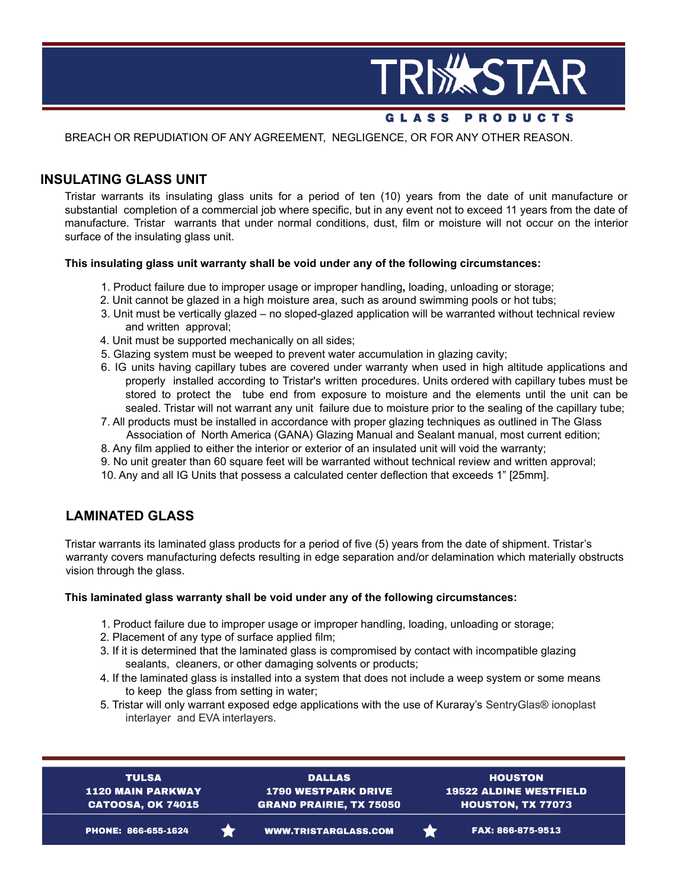BREACH OR REPUDIATION OF ANY AGREEMENT, NEGLIGENCE, OR FOR ANY OTHER REASON.

## INSULATING GLASS UNIT

Tristar warrants its insulating glass units for a period of ten (10) years from the date of unit manufacture or substantial completion of a commercial job where specific, but in any event not to exceed 11 years from the date of manufacture. Tristar warrants that under normal conditions, dust, film or moisture will not occur on the interior surface of the insulating glass unit.

**This insulating glass unit warranty shall be void under any of the following circumstances:**

1. Product failure due to improper usage or improper handling**,** loading, unloading or storage;
2. Unit cannot be glazed in a high moisture area, such as around swimming pools or hot tubs;
3. Unit must be vertically glazed – no sloped-glazed application will be warranted without technical review and written approval;
4. Unit must be supported mechanically on all sides;
5. Glazing system must be weeped to prevent water accumulation in glazing cavity;
6. IG units having capillary tubes are covered under warranty when used in high altitude applications and properly installed according to Tristar's written procedures. Units ordered with capillary tubes must be stored to protect the tube end from exposure to moisture and the elements until the unit can be sealed. Tristar will not warrant any unit failure due to moisture prior to the sealing of the capillary tube;
7. All products must be installed in accordance with proper glazing techniques as outlined in The Glass Association of North America (GANA) Glazing Manual and Sealant manual, most current edition;
8. Any film applied to either the interior or exterior of an insulated unit will void the warranty;
9. No unit greater than 60 square feet will be warranted without technical review and written approval;
10. Any and all IG Units that possess a calculated center deflection that exceeds 1" [25mm].

## LAMINATED GLASS

Tristar warrants its laminated glass products for a period of five (5) years from the date of shipment. Tristar's warranty covers manufacturing defects resulting in edge separation and/or delamination which materially obstructs vision through the glass.

**This laminated glass warranty shall be void under any of the following circumstances:**

1. Product failure due to improper usage or improper handling, loading, unloading or storage;
2. Placement of any type of surface applied film;
3. If it is determined that the laminated glass is compromised by contact with incompatible glazing sealants, cleaners, or other damaging solvents or products;
4. If the laminated glass is installed into a system that does not include a weep system or some means to keep the glass from setting in water;
5. Tristar will only warrant exposed edge applications with the use of Kuraray's SentryGlas® ionoplast interlayer and EVA interlayers.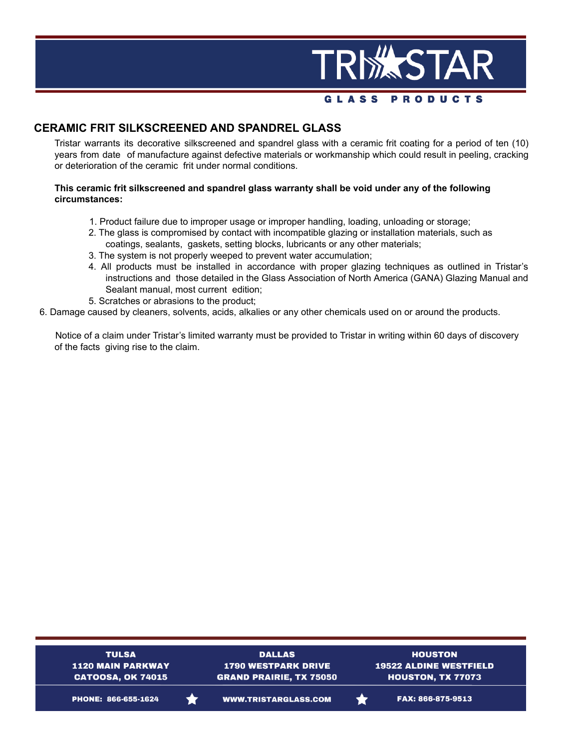## CERAMIC FRIT SILKSCREENED AND SPANDREL GLASS

Tristar warrants its decorative silkscreened and spandrel glass with a ceramic frit coating for a period of ten (10) years from date of manufacture against defective materials or workmanship which could result in peeling, cracking or deterioration of the ceramic frit under normal conditions.

**This ceramic frit silkscreened and spandrel glass warranty shall be void under any of the following circumstances:**

1. Product failure due to improper usage or improper handling, loading, unloading or storage;
2. The glass is compromised by contact with incompatible glazing or installation materials, such as coatings, sealants, gaskets, setting blocks, lubricants or any other materials;
3. The system is not properly weeped to prevent water accumulation;
4. All products must be installed in accordance with proper glazing techniques as outlined in Tristar's instructions and those detailed in the Glass Association of North America (GANA) Glazing Manual and Sealant manual, most current edition;
5. Scratches or abrasions to the product;
6. Damage caused by cleaners, solvents, acids, alkalies or any other chemicals used on or around the products.

Notice of a claim under Tristar's limited warranty must be provided to Tristar in writing within 60 days of discovery of the facts giving rise to the claim.